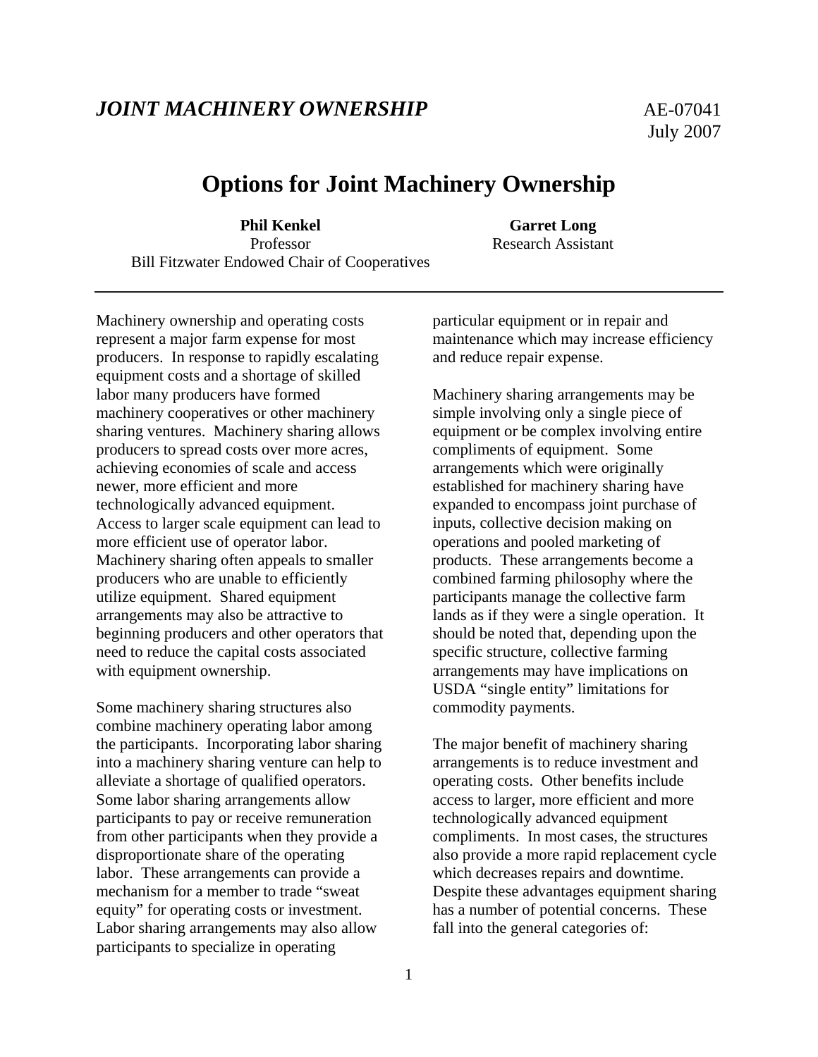*JOINT MACHINERY OWNERSHIP* AE-07041
July 2007

# Options for Joint Machinery Ownership

**Phil Kenkel**
Professor
Bill Fitzwater Endowed Chair of Cooperatives

**Garret Long**
Research Assistant

---

Machinery ownership and operating costs represent a major farm expense for most producers. In response to rapidly escalating equipment costs and a shortage of skilled labor many producers have formed machinery cooperatives or other machinery sharing ventures. Machinery sharing allows producers to spread costs over more acres, achieving economies of scale and access newer, more efficient and more technologically advanced equipment. Access to larger scale equipment can lead to more efficient use of operator labor. Machinery sharing often appeals to smaller producers who are unable to efficiently utilize equipment. Shared equipment arrangements may also be attractive to beginning producers and other operators that need to reduce the capital costs associated with equipment ownership.

Some machinery sharing structures also combine machinery operating labor among the participants. Incorporating labor sharing into a machinery sharing venture can help to alleviate a shortage of qualified operators. Some labor sharing arrangements allow participants to pay or receive remuneration from other participants when they provide a disproportionate share of the operating labor. These arrangements can provide a mechanism for a member to trade “sweat equity” for operating costs or investment. Labor sharing arrangements may also allow participants to specialize in operating particular equipment or in repair and maintenance which may increase efficiency and reduce repair expense.

Machinery sharing arrangements may be simple involving only a single piece of equipment or be complex involving entire compliments of equipment. Some arrangements which were originally established for machinery sharing have expanded to encompass joint purchase of inputs, collective decision making on operations and pooled marketing of products. These arrangements become a combined farming philosophy where the participants manage the collective farm lands as if they were a single operation. It should be noted that, depending upon the specific structure, collective farming arrangements may have implications on USDA “single entity” limitations for commodity payments.

The major benefit of machinery sharing arrangements is to reduce investment and operating costs. Other benefits include access to larger, more efficient and more technologically advanced equipment compliments. In most cases, the structures also provide a more rapid replacement cycle which decreases repairs and downtime. Despite these advantages equipment sharing has a number of potential concerns. These fall into the general categories of: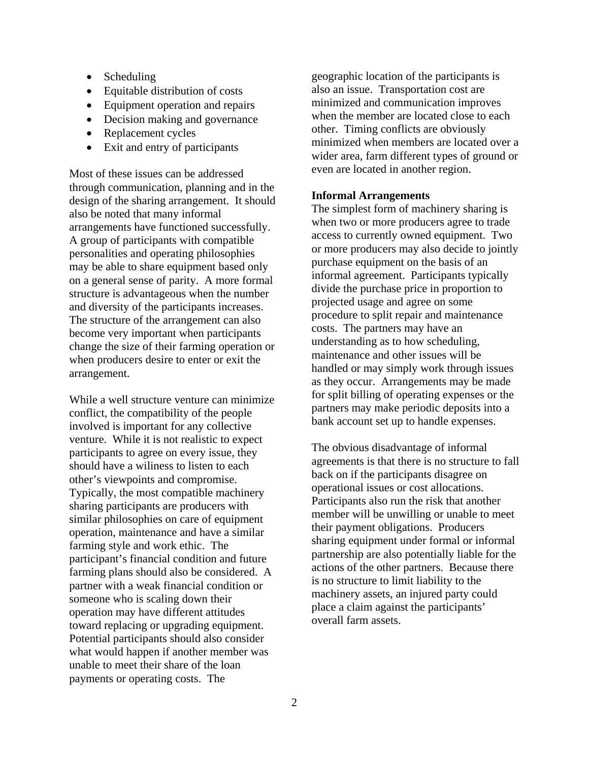- Scheduling
- Equitable distribution of costs
- Equipment operation and repairs
- Decision making and governance
- Replacement cycles
- Exit and entry of participants

Most of these issues can be addressed through communication, planning and in the design of the sharing arrangement. It should also be noted that many informal arrangements have functioned successfully. A group of participants with compatible personalities and operating philosophies may be able to share equipment based only on a general sense of parity. A more formal structure is advantageous when the number and diversity of the participants increases. The structure of the arrangement can also become very important when participants change the size of their farming operation or when producers desire to enter or exit the arrangement.

While a well structure venture can minimize conflict, the compatibility of the people involved is important for any collective venture. While it is not realistic to expect participants to agree on every issue, they should have a wiliness to listen to each other's viewpoints and compromise. Typically, the most compatible machinery sharing participants are producers with similar philosophies on care of equipment operation, maintenance and have a similar farming style and work ethic. The participant's financial condition and future farming plans should also be considered. A partner with a weak financial condition or someone who is scaling down their operation may have different attitudes toward replacing or upgrading equipment. Potential participants should also consider what would happen if another member was unable to meet their share of the loan payments or operating costs. The geographic location of the participants is also an issue. Transportation cost are minimized and communication improves when the member are located close to each other. Timing conflicts are obviously minimized when members are located over a wider area, farm different types of ground or even are located in another region.

**Informal Arrangements**

The simplest form of machinery sharing is when two or more producers agree to trade access to currently owned equipment. Two or more producers may also decide to jointly purchase equipment on the basis of an informal agreement. Participants typically divide the purchase price in proportion to projected usage and agree on some procedure to split repair and maintenance costs. The partners may have an understanding as to how scheduling, maintenance and other issues will be handled or may simply work through issues as they occur. Arrangements may be made for split billing of operating expenses or the partners may make periodic deposits into a bank account set up to handle expenses.

The obvious disadvantage of informal agreements is that there is no structure to fall back on if the participants disagree on operational issues or cost allocations. Participants also run the risk that another member will be unwilling or unable to meet their payment obligations. Producers sharing equipment under formal or informal partnership are also potentially liable for the actions of the other partners. Because there is no structure to limit liability to the machinery assets, an injured party could place a claim against the participants' overall farm assets.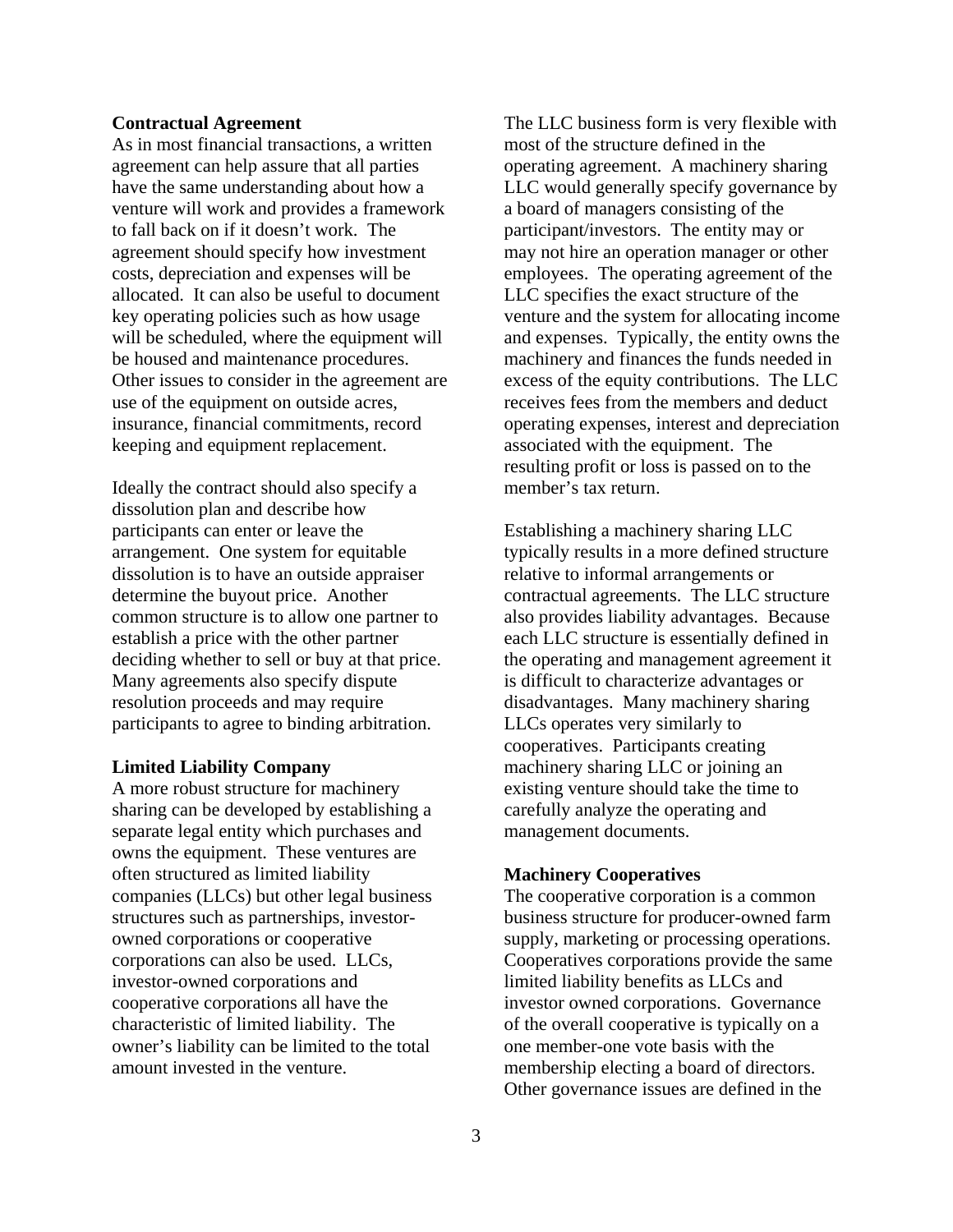**Contractual Agreement**

As in most financial transactions, a written agreement can help assure that all parties have the same understanding about how a venture will work and provides a framework to fall back on if it doesn't work. The agreement should specify how investment costs, depreciation and expenses will be allocated. It can also be useful to document key operating policies such as how usage will be scheduled, where the equipment will be housed and maintenance procedures. Other issues to consider in the agreement are use of the equipment on outside acres, insurance, financial commitments, record keeping and equipment replacement.

Ideally the contract should also specify a dissolution plan and describe how participants can enter or leave the arrangement. One system for equitable dissolution is to have an outside appraiser determine the buyout price. Another common structure is to allow one partner to establish a price with the other partner deciding whether to sell or buy at that price. Many agreements also specify dispute resolution proceeds and may require participants to agree to binding arbitration.

**Limited Liability Company**

A more robust structure for machinery sharing can be developed by establishing a separate legal entity which purchases and owns the equipment. These ventures are often structured as limited liability companies (LLCs) but other legal business structures such as partnerships, investor-owned corporations or cooperative corporations can also be used. LLCs, investor-owned corporations and cooperative corporations all have the characteristic of limited liability. The owner's liability can be limited to the total amount invested in the venture.

The LLC business form is very flexible with most of the structure defined in the operating agreement. A machinery sharing LLC would generally specify governance by a board of managers consisting of the participant/investors. The entity may or may not hire an operation manager or other employees. The operating agreement of the LLC specifies the exact structure of the venture and the system for allocating income and expenses. Typically, the entity owns the machinery and finances the funds needed in excess of the equity contributions. The LLC receives fees from the members and deduct operating expenses, interest and depreciation associated with the equipment. The resulting profit or loss is passed on to the member's tax return.

Establishing a machinery sharing LLC typically results in a more defined structure relative to informal arrangements or contractual agreements. The LLC structure also provides liability advantages. Because each LLC structure is essentially defined in the operating and management agreement it is difficult to characterize advantages or disadvantages. Many machinery sharing LLCs operates very similarly to cooperatives. Participants creating machinery sharing LLC or joining an existing venture should take the time to carefully analyze the operating and management documents.

**Machinery Cooperatives**

The cooperative corporation is a common business structure for producer-owned farm supply, marketing or processing operations. Cooperatives corporations provide the same limited liability benefits as LLCs and investor owned corporations. Governance of the overall cooperative is typically on a one member-one vote basis with the membership electing a board of directors. Other governance issues are defined in the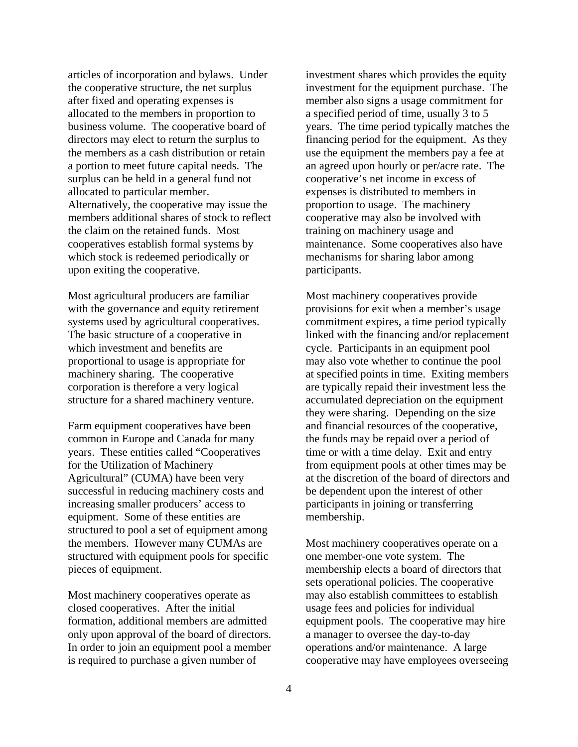articles of incorporation and bylaws. Under the cooperative structure, the net surplus after fixed and operating expenses is allocated to the members in proportion to business volume. The cooperative board of directors may elect to return the surplus to the members as a cash distribution or retain a portion to meet future capital needs. The surplus can be held in a general fund not allocated to particular member. Alternatively, the cooperative may issue the members additional shares of stock to reflect the claim on the retained funds. Most cooperatives establish formal systems by which stock is redeemed periodically or upon exiting the cooperative.

Most agricultural producers are familiar with the governance and equity retirement systems used by agricultural cooperatives. The basic structure of a cooperative in which investment and benefits are proportional to usage is appropriate for machinery sharing. The cooperative corporation is therefore a very logical structure for a shared machinery venture.

Farm equipment cooperatives have been common in Europe and Canada for many years. These entities called "Cooperatives for the Utilization of Machinery Agricultural" (CUMA) have been very successful in reducing machinery costs and increasing smaller producers' access to equipment. Some of these entities are structured to pool a set of equipment among the members. However many CUMAs are structured with equipment pools for specific pieces of equipment.

Most machinery cooperatives operate as closed cooperatives. After the initial formation, additional members are admitted only upon approval of the board of directors. In order to join an equipment pool a member is required to purchase a given number of investment shares which provides the equity investment for the equipment purchase. The member also signs a usage commitment for a specified period of time, usually 3 to 5 years. The time period typically matches the financing period for the equipment. As they use the equipment the members pay a fee at an agreed upon hourly or per/acre rate. The cooperative's net income in excess of expenses is distributed to members in proportion to usage. The machinery cooperative may also be involved with training on machinery usage and maintenance. Some cooperatives also have mechanisms for sharing labor among participants.

Most machinery cooperatives provide provisions for exit when a member's usage commitment expires, a time period typically linked with the financing and/or replacement cycle. Participants in an equipment pool may also vote whether to continue the pool at specified points in time. Exiting members are typically repaid their investment less the accumulated depreciation on the equipment they were sharing. Depending on the size and financial resources of the cooperative, the funds may be repaid over a period of time or with a time delay. Exit and entry from equipment pools at other times may be at the discretion of the board of directors and be dependent upon the interest of other participants in joining or transferring membership.

Most machinery cooperatives operate on a one member-one vote system. The membership elects a board of directors that sets operational policies. The cooperative may also establish committees to establish usage fees and policies for individual equipment pools. The cooperative may hire a manager to oversee the day-to-day operations and/or maintenance. A large cooperative may have employees overseeing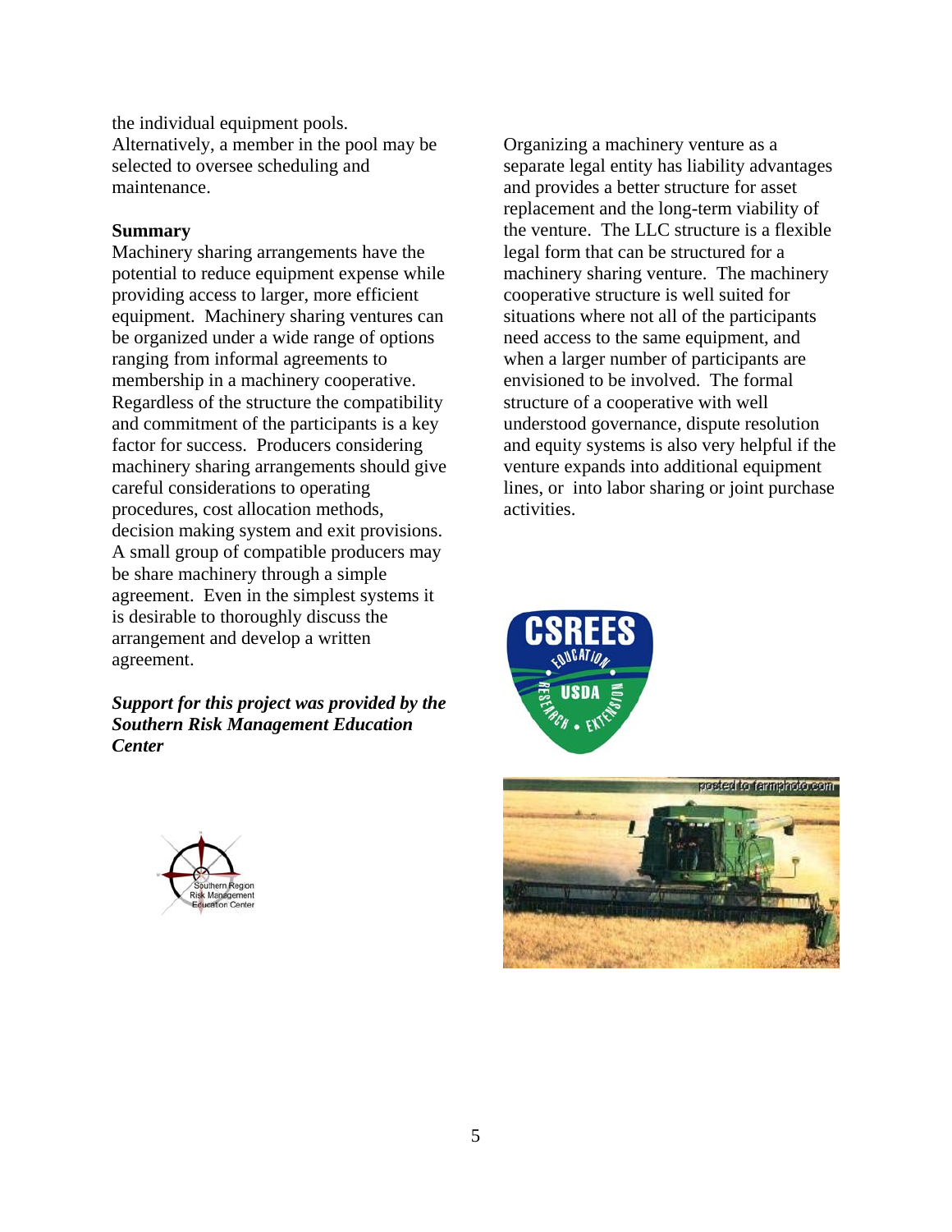the individual equipment pools. Alternatively, a member in the pool may be selected to oversee scheduling and maintenance.

**Summary**

Machinery sharing arrangements have the potential to reduce equipment expense while providing access to larger, more efficient equipment. Machinery sharing ventures can be organized under a wide range of options ranging from informal agreements to membership in a machinery cooperative. Regardless of the structure the compatibility and commitment of the participants is a key factor for success. Producers considering machinery sharing arrangements should give careful considerations to operating procedures, cost allocation methods, decision making system and exit provisions. A small group of compatible producers may be share machinery through a simple agreement. Even in the simplest systems it is desirable to thoroughly discuss the arrangement and develop a written agreement.

***Support for this project was provided by the Southern Risk Management Education Center***

Organizing a machinery venture as a separate legal entity has liability advantages and provides a better structure for asset replacement and the long-term viability of the venture. The LLC structure is a flexible legal form that can be structured for a machinery sharing venture. The machinery cooperative structure is well suited for situations where not all of the participants need access to the same equipment, and when a larger number of participants are envisioned to be involved. The formal structure of a cooperative with well understood governance, dispute resolution and equity systems is also very helpful if the venture expands into additional equipment lines, or into labor sharing or joint purchase activities.